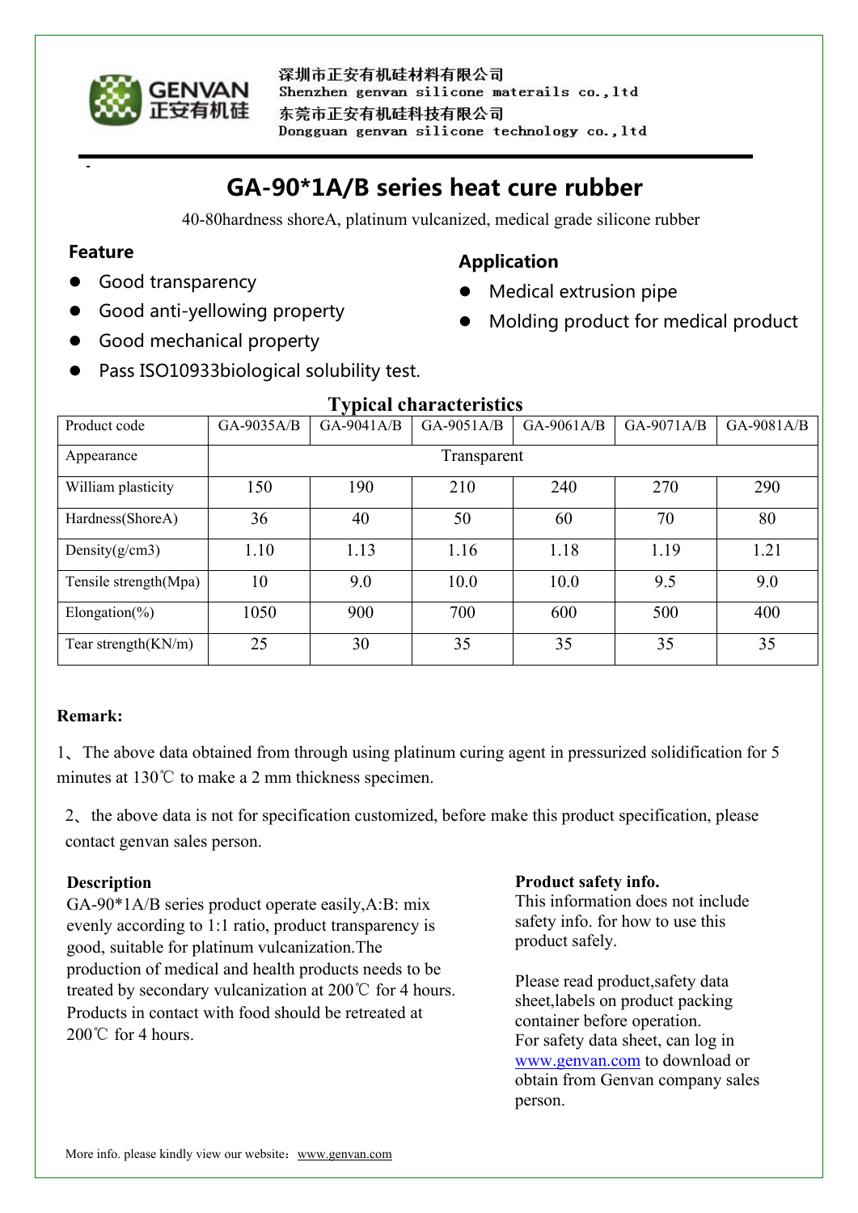深圳市正安有机硅材料有限公司
Shenzhen genvan silicone materails co.,ltd
东莞市正安有机硅科技有限公司
Dongguan genvan silicone technology co.,ltd

# GA-90*1A/B series heat cure rubber

40-80hardness shoreA, platinum vulcanized, medical grade silicone rubber

### Feature

- Good transparency
- Good anti-yellowing property
- Good mechanical property
- Pass ISO10933biological solubility test.

### Application

- Medical extrusion pipe
- Molding product for medical product

## Typical characteristics

| Product code | GA-9035A/B | GA-9041A/B | GA-9051A/B | GA-9061A/B | GA-9071A/B | GA-9081A/B |
|---|---|---|---|---|---|---|
| Appearance | Transparent | | | | | |
| William plasticity | 150 | 190 | 210 | 240 | 270 | 290 |
| Hardness(ShoreA) | 36 | 40 | 50 | 60 | 70 | 80 |
| Density(g/cm3) | 1.10 | 1.13 | 1.16 | 1.18 | 1.19 | 1.21 |
| Tensile strength(Mpa) | 10 | 9.0 | 10.0 | 10.0 | 9.5 | 9.0 |
| Elongation(%) | 1050 | 900 | 700 | 600 | 500 | 400 |
| Tear strength(KN/m) | 25 | 30 | 35 | 35 | 35 | 35 |

**Remark:**

1、The above data obtained from through using platinum curing agent in pressurized solidification for 5 minutes at 130℃ to make a 2 mm thickness specimen.

2、the above data is not for specification customized, before make this product specification, please contact genvan sales person.

**Description**

GA-90*1A/B series product operate easily,A:B: mix evenly according to 1:1 ratio, product transparency is good, suitable for platinum vulcanization.The production of medical and health products needs to be treated by secondary vulcanization at 200℃ for 4 hours. Products in contact with food should be retreated at 200℃ for 4 hours.

**Product safety info.**

This information does not include safety info. for how to use this product safely.

Please read product,safety data sheet,labels on product packing container before operation.
For safety data sheet, can log in www.genvan.com to download or obtain from Genvan company sales person.

More info. please kindly view our website：www.genvan.com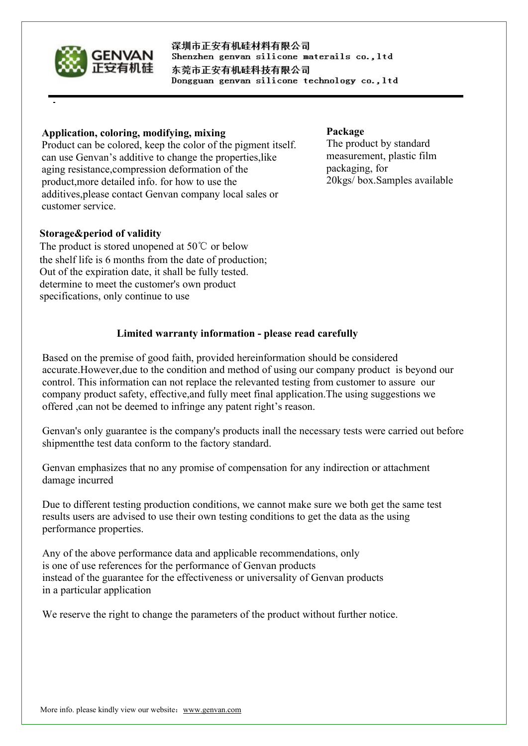深圳市正安有机硅材料有限公司
Shenzhen genvan silicone materails co.,ltd
东莞市正安有机硅科技有限公司
Dongguan genvan silicone technology co.,ltd

**Application, coloring, modifying, mixing**

Product can be colored, keep the color of the pigment itself. can use Genvan's additive to change the properties,like aging resistance,compression deformation of the product,more detailed info. for how to use the additives,please contact Genvan company local sales or customer service.

**Storage&period of validity**

The product is stored unopened at 50℃ or below the shelf life is 6 months from the date of production; Out of the expiration date, it shall be fully tested. determine to meet the customer's own product specifications, only continue to use

**Package**

The product by standard measurement, plastic film packaging, for 20kgs/ box.Samples available

## Limited warranty information - please read carefully

Based on the premise of good faith, provided hereinformation should be considered accurate.However,due to the condition and method of using our company product is beyond our control. This information can not replace the relevanted testing from customer to assure our company product safety, effective,and fully meet final application.The using suggestions we offered ,can not be deemed to infringe any patent right's reason.

Genvan's only guarantee is the company's products inall the necessary tests were carried out before shipmentthe test data conform to the factory standard.

Genvan emphasizes that no any promise of compensation for any indirection or attachment damage incurred

Due to different testing production conditions, we cannot make sure we both get the same test results users are advised to use their own testing conditions to get the data as the using performance properties.

Any of the above performance data and applicable recommendations, only is one of use references for the performance of Genvan products instead of the guarantee for the effectiveness or universality of Genvan products in a particular application

We reserve the right to change the parameters of the product without further notice.

More info. please kindly view our website：www.genvan.com